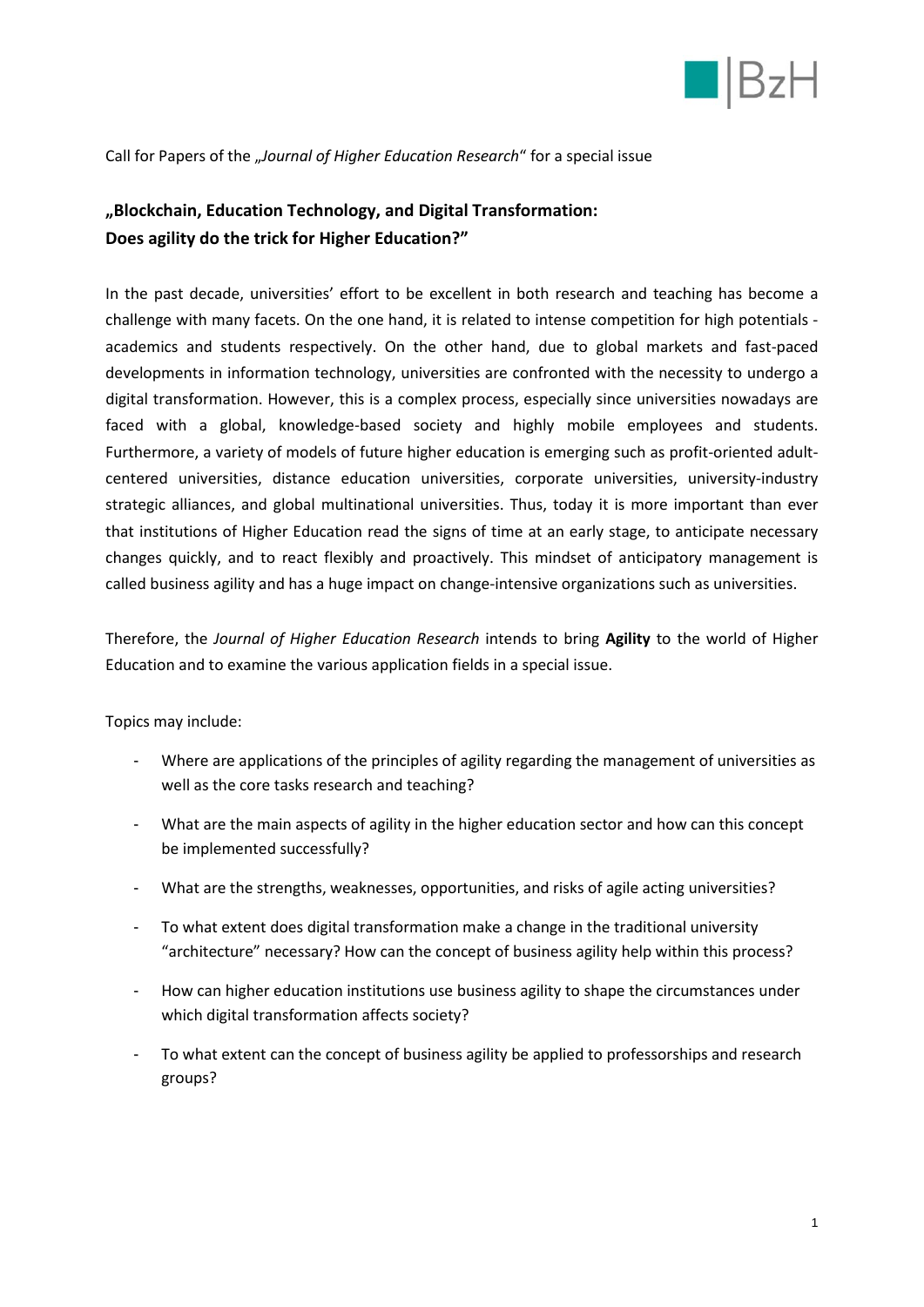Call for Papers of the „*Journal of Higher Education Research*" for a special issue

## „Blockchain, Education Technology, and Digital Transformation: Does agility do the trick for Higher Education?"

In the past decade, universities' effort to be excellent in both research and teaching has become a challenge with many facets. On the one hand, it is related to intense competition for high potentials - academics and students respectively. On the other hand, due to global markets and fast-paced developments in information technology, universities are confronted with the necessity to undergo a digital transformation. However, this is a complex process, especially since universities nowadays are faced with a global, knowledge-based society and highly mobile employees and students. Furthermore, a variety of models of future higher education is emerging such as profit-oriented adult-centered universities, distance education universities, corporate universities, university-industry strategic alliances, and global multinational universities. Thus, today it is more important than ever that institutions of Higher Education read the signs of time at an early stage, to anticipate necessary changes quickly, and to react flexibly and proactively. This mindset of anticipatory management is called business agility and has a huge impact on change-intensive organizations such as universities.

Therefore, the *Journal of Higher Education Research* intends to bring **Agility** to the world of Higher Education and to examine the various application fields in a special issue.

Topics may include:

- Where are applications of the principles of agility regarding the management of universities as well as the core tasks research and teaching?
- What are the main aspects of agility in the higher education sector and how can this concept be implemented successfully?
- What are the strengths, weaknesses, opportunities, and risks of agile acting universities?
- To what extent does digital transformation make a change in the traditional university "architecture" necessary? How can the concept of business agility help within this process?
- How can higher education institutions use business agility to shape the circumstances under which digital transformation affects society?
- To what extent can the concept of business agility be applied to professorships and research groups?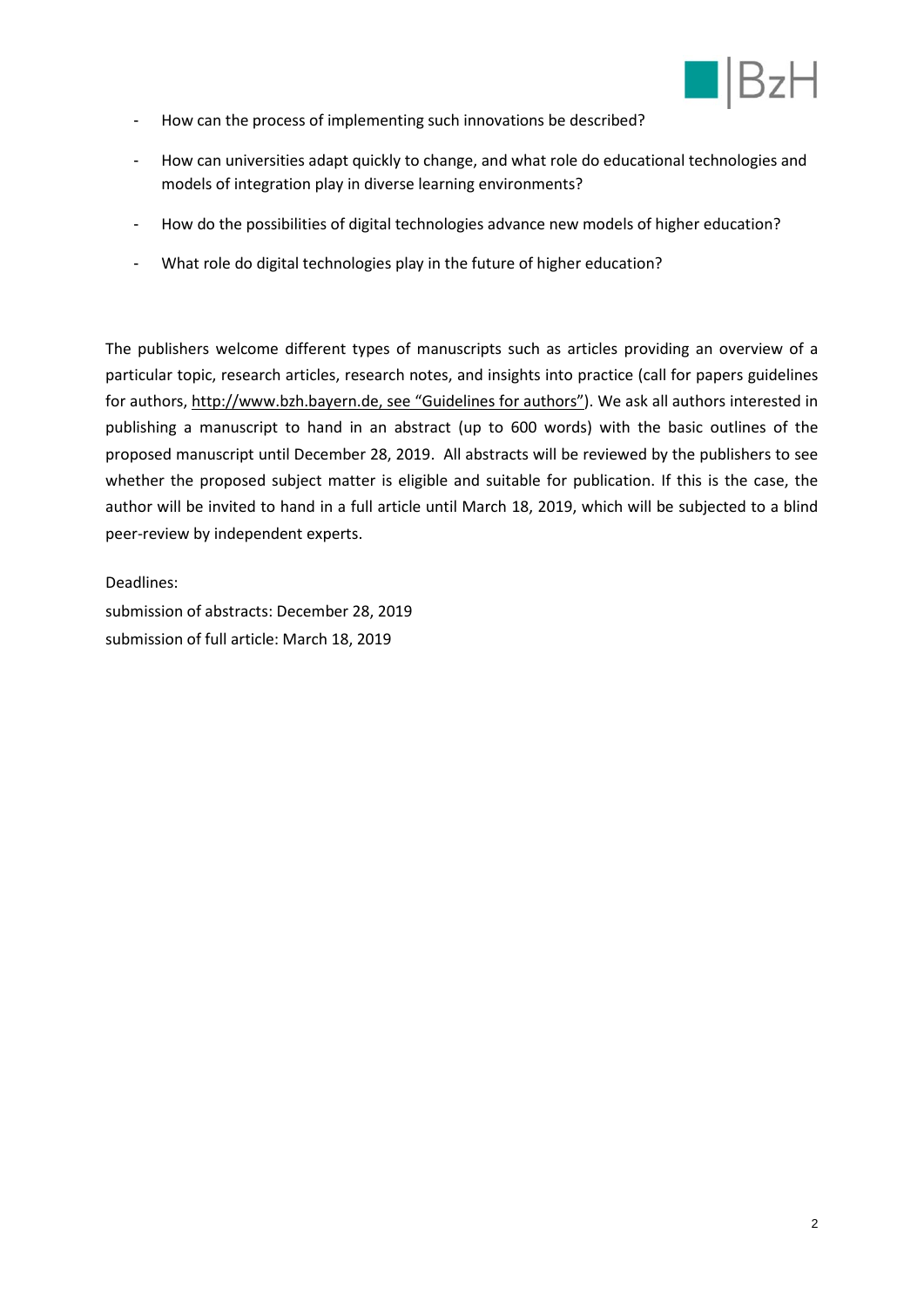- How can the process of implementing such innovations be described?
- How can universities adapt quickly to change, and what role do educational technologies and models of integration play in diverse learning environments?
- How do the possibilities of digital technologies advance new models of higher education?
- What role do digital technologies play in the future of higher education?

The publishers welcome different types of manuscripts such as articles providing an overview of a particular topic, research articles, research notes, and insights into practice (call for papers guidelines for authors, http://www.bzh.bayern.de, see "Guidelines for authors"). We ask all authors interested in publishing a manuscript to hand in an abstract (up to 600 words) with the basic outlines of the proposed manuscript until December 28, 2019. All abstracts will be reviewed by the publishers to see whether the proposed subject matter is eligible and suitable for publication. If this is the case, the author will be invited to hand in a full article until March 18, 2019, which will be subjected to a blind peer-review by independent experts.

Deadlines:
submission of abstracts: December 28, 2019
submission of full article: March 18, 2019